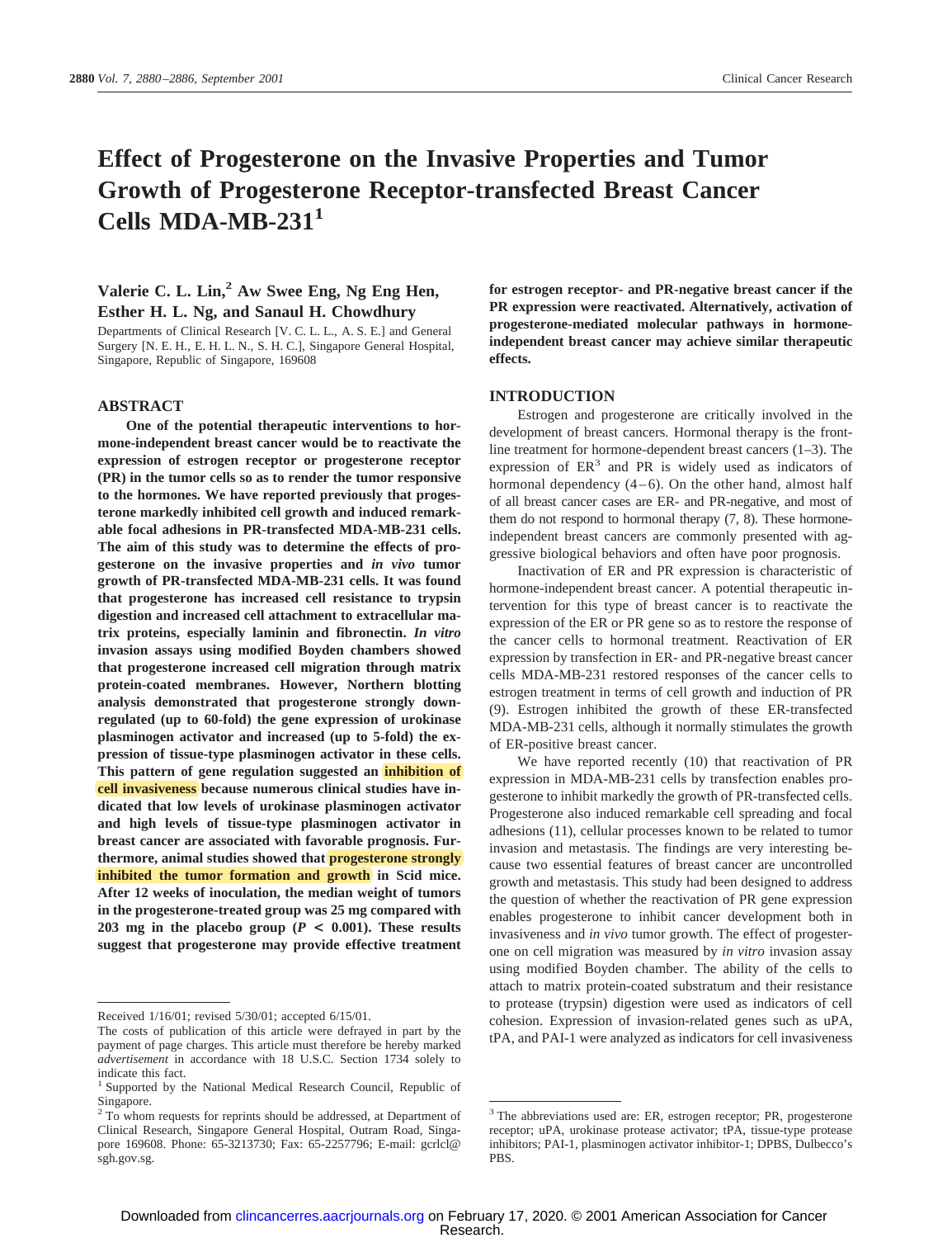# Effect of Progesterone on the Invasive Properties and Tumor Growth of Progesterone Receptor-transfected Breast Cancer Cells MDA-MB-231[1]

**Valerie C. L. Lin,[2] Aw Swee Eng, Ng Eng Hen, Esther H. L. Ng, and Sanaul H. Chowdhury**

Departments of Clinical Research [V. C. L. L., A. S. E.] and General Surgery [N. E. H., E. H. L. N., S. H. C.], Singapore General Hospital, Singapore, Republic of Singapore, 169608

## ABSTRACT

**One of the potential therapeutic interventions to hormone-independent breast cancer would be to reactivate the expression of estrogen receptor or progesterone receptor (PR) in the tumor cells so as to render the tumor responsive to the hormones. We have reported previously that progesterone markedly inhibited cell growth and induced remarkable focal adhesions in PR-transfected MDA-MB-231 cells. The aim of this study was to determine the effects of progesterone on the invasive properties and *in vivo* tumor growth of PR-transfected MDA-MB-231 cells. It was found that progesterone has increased cell resistance to trypsin digestion and increased cell attachment to extracellular matrix proteins, especially laminin and fibronectin. *In vitro* invasion assays using modified Boyden chambers showed that progesterone increased cell migration through matrix protein-coated membranes. However, Northern blotting analysis demonstrated that progesterone strongly down-regulated (up to 60-fold) the gene expression of urokinase plasminogen activator and increased (up to 5-fold) the expression of tissue-type plasminogen activator in these cells. This pattern of gene regulation suggested an inhibition of cell invasiveness because numerous clinical studies have indicated that low levels of urokinase plasminogen activator and high levels of tissue-type plasminogen activator in breast cancer are associated with favorable prognosis. Furthermore, animal studies showed that progesterone strongly inhibited the tumor formation and growth in Scid mice. After 12 weeks of inoculation, the median weight of tumors in the progesterone-treated group was 25 mg compared with 203 mg in the placebo group ($P < 0.001$). These results suggest that progesterone may provide effective treatment for estrogen receptor- and PR-negative breast cancer if the PR expression were reactivated. Alternatively, activation of progesterone-mediated molecular pathways in hormone-independent breast cancer may achieve similar therapeutic effects.**

## INTRODUCTION

Estrogen and progesterone are critically involved in the development of breast cancers. Hormonal therapy is the front-line treatment for hormone-dependent breast cancers (1–3). The expression of ER[3] and PR is widely used as indicators of hormonal dependency (4–6). On the other hand, almost half of all breast cancer cases are ER- and PR-negative, and most of them do not respond to hormonal therapy (7, 8). These hormone-independent breast cancers are commonly presented with aggressive biological behaviors and often have poor prognosis.

Inactivation of ER and PR expression is characteristic of hormone-independent breast cancer. A potential therapeutic intervention for this type of breast cancer is to reactivate the expression of the ER or PR gene so as to restore the response of the cancer cells to hormonal treatment. Reactivation of ER expression by transfection in ER- and PR-negative breast cancer cells MDA-MB-231 restored responses of the cancer cells to estrogen treatment in terms of cell growth and induction of PR (9). Estrogen inhibited the growth of these ER-transfected MDA-MB-231 cells, although it normally stimulates the growth of ER-positive breast cancer.

We have reported recently (10) that reactivation of PR expression in MDA-MB-231 cells by transfection enables progesterone to inhibit markedly the growth of PR-transfected cells. Progesterone also induced remarkable cell spreading and focal adhesions (11), cellular processes known to be related to tumor invasion and metastasis. The findings are very interesting because two essential features of breast cancer are uncontrolled growth and metastasis. This study had been designed to address the question of whether the reactivation of PR gene expression enables progesterone to inhibit cancer development both in invasiveness and *in vivo* tumor growth. The effect of progesterone on cell migration was measured by *in vitro* invasion assay using modified Boyden chamber. The ability of the cells to attach to matrix protein-coated substratum and their resistance to protease (trypsin) digestion were used as indicators of cell cohesion. Expression of invasion-related genes such as uPA, tPA, and PAI-1 were analyzed as indicators for cell invasiveness

---

Received 1/16/01; revised 5/30/01; accepted 6/15/01.

The costs of publication of this article were defrayed in part by the payment of page charges. This article must therefore be hereby marked *advertisement* in accordance with 18 U.S.C. Section 1734 solely to indicate this fact.

[1] Supported by the National Medical Research Council, Republic of Singapore.

[2] To whom requests for reprints should be addressed, at Department of Clinical Research, Singapore General Hospital, Outram Road, Singapore 169608. Phone: 65-3213730; Fax: 65-2257796; E-mail: gcrlcl@sgh.gov.sg.

[3] The abbreviations used are: ER, estrogen receptor; PR, progesterone receptor; uPA, urokinase protease activator; tPA, tissue-type protease inhibitors; PAI-1, plasminogen activator inhibitor-1; DPBS, Dulbecco's PBS.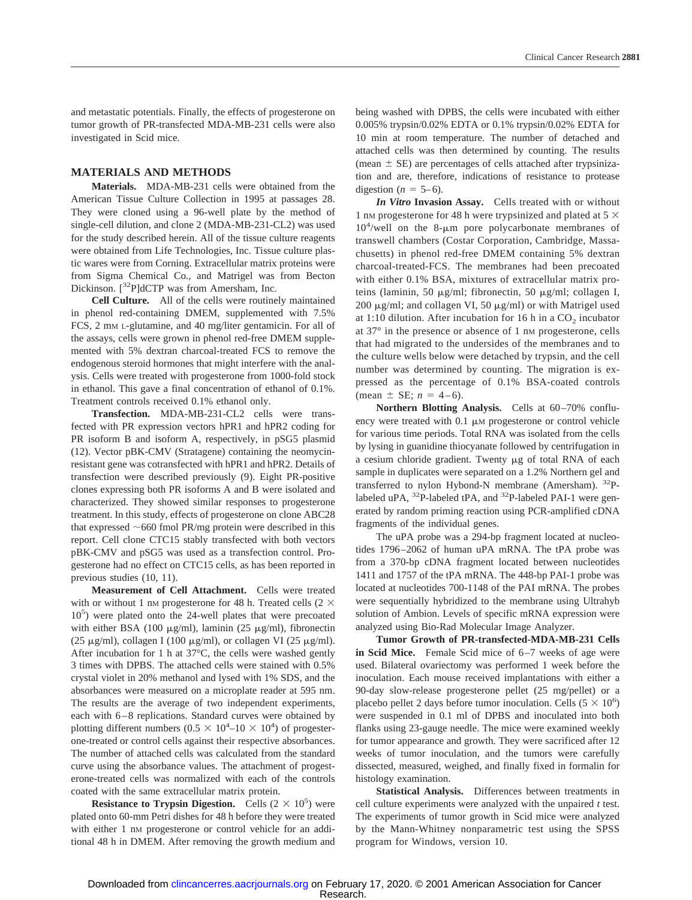and metastatic potentials. Finally, the effects of progesterone on tumor growth of PR-transfected MDA-MB-231 cells were also investigated in Scid mice.

## MATERIALS AND METHODS

**Materials.** MDA-MB-231 cells were obtained from the American Tissue Culture Collection in 1995 at passages 28. They were cloned using a 96-well plate by the method of single-cell dilution, and clone 2 (MDA-MB-231-CL2) was used for the study described herein. All of the tissue culture reagents were obtained from Life Technologies, Inc. Tissue culture plastic wares were from Corning. Extracellular matrix proteins were from Sigma Chemical Co., and Matrigel was from Becton Dickinson. [$^{32}$P]dCTP was from Amersham, Inc.

**Cell Culture.** All of the cells were routinely maintained in phenol red-containing DMEM, supplemented with 7.5% FCS, 2 mM L-glutamine, and 40 mg/liter gentamicin. For all of the assays, cells were grown in phenol red-free DMEM supplemented with 5% dextran charcoal-treated FCS to remove the endogenous steroid hormones that might interfere with the analysis. Cells were treated with progesterone from 1000-fold stock in ethanol. This gave a final concentration of ethanol of 0.1%. Treatment controls received 0.1% ethanol only.

**Transfection.** MDA-MB-231-CL2 cells were transfected with PR expression vectors hPR1 and hPR2 coding for PR isoform B and isoform A, respectively, in pSG5 plasmid (12). Vector pBK-CMV (Stratagene) containing the neomycin-resistant gene was cotransfected with hPR1 and hPR2. Details of transfection were described previously (9). Eight PR-positive clones expressing both PR isoforms A and B were isolated and characterized. They showed similar responses to progesterone treatment. In this study, effects of progesterone on clone ABC28 that expressed ~660 fmol PR/mg protein were described in this report. Cell clone CTC15 stably transfected with both vectors pBK-CMV and pSG5 was used as a transfection control. Progesterone had no effect on CTC15 cells, as has been reported in previous studies (10, 11).

**Measurement of Cell Attachment.** Cells were treated with or without 1 nM progesterone for 48 h. Treated cells ($2 \times 10^5$) were plated onto the 24-well plates that were precoated with either BSA (100 μg/ml), laminin (25 μg/ml), fibronectin (25 μg/ml), collagen I (100 μg/ml), or collagen VI (25 μg/ml). After incubation for 1 h at 37°C, the cells were washed gently 3 times with DPBS. The attached cells were stained with 0.5% crystal violet in 20% methanol and lysed with 1% SDS, and the absorbances were measured on a microplate reader at 595 nm. The results are the average of two independent experiments, each with 6–8 replications. Standard curves were obtained by plotting different numbers ($0.5 \times 10^4$–$10 \times 10^4$) of progesterone-treated or control cells against their respective absorbances. The number of attached cells was calculated from the standard curve using the absorbance values. The attachment of progesterone-treated cells was normalized with each of the controls coated with the same extracellular matrix protein.

**Resistance to Trypsin Digestion.** Cells ($2 \times 10^5$) were plated onto 60-mm Petri dishes for 48 h before they were treated with either 1 nM progesterone or control vehicle for an additional 48 h in DMEM. After removing the growth medium and being washed with DPBS, the cells were incubated with either 0.005% trypsin/0.02% EDTA or 0.1% trypsin/0.02% EDTA for 10 min at room temperature. The number of detached and attached cells was then determined by counting. The results (mean ± SE) are percentages of cells attached after trypsinization and are, therefore, indications of resistance to protease digestion ($n = 5$–6).

***In Vitro* Invasion Assay.** Cells treated with or without 1 nM progesterone for 48 h were trypsinized and plated at $5 \times 10^4$/well on the 8-μm pore polycarbonate membranes of transwell chambers (Costar Corporation, Cambridge, Massachusetts) in phenol red-free DMEM containing 5% dextran charcoal-treated-FCS. The membranes had been precoated with either 0.1% BSA, mixtures of extracellular matrix proteins (laminin, 50 μg/ml; fibronectin, 50 μg/ml; collagen I, 200 μg/ml; and collagen VI, 50 μg/ml) or with Matrigel used at 1:10 dilution. After incubation for 16 h in a $CO_2$ incubator at 37° in the presence or absence of 1 nM progesterone, cells that had migrated to the undersides of the membranes and to the culture wells below were detached by trypsin, and the cell number was determined by counting. The migration is expressed as the percentage of 0.1% BSA-coated controls (mean ± SE; $n = 4$–6).

**Northern Blotting Analysis.** Cells at 60–70% confluency were treated with 0.1 μM progesterone or control vehicle for various time periods. Total RNA was isolated from the cells by lysing in guanidine thiocyanate followed by centrifugation in a cesium chloride gradient. Twenty μg of total RNA of each sample in duplicates were separated on a 1.2% Northern gel and transferred to nylon Hybond-N membrane (Amersham). $^{32}$P-labeled uPA, $^{32}$P-labeled tPA, and $^{32}$P-labeled PAI-1 were generated by random priming reaction using PCR-amplified cDNA fragments of the individual genes.

The uPA probe was a 294-bp fragment located at nucleotides 1796–2062 of human uPA mRNA. The tPA probe was from a 370-bp cDNA fragment located between nucleotides 1411 and 1757 of the tPA mRNA. The 448-bp PAI-1 probe was located at nucleotides 700-1148 of the PAI mRNA. The probes were sequentially hybridized to the membrane using Ultrahyb solution of Ambion. Levels of specific mRNA expression were analyzed using Bio-Rad Molecular Image Analyzer.

**Tumor Growth of PR-transfected-MDA-MB-231 Cells in Scid Mice.** Female Scid mice of 6–7 weeks of age were used. Bilateral ovariectomy was performed 1 week before the inoculation. Each mouse received implantations with either a 90-day slow-release progesterone pellet (25 mg/pellet) or a placebo pellet 2 days before tumor inoculation. Cells ($5 \times 10^6$) were suspended in 0.1 ml of DPBS and inoculated into both flanks using 23-gauge needle. The mice were examined weekly for tumor appearance and growth. They were sacrificed after 12 weeks of tumor inoculation, and the tumors were carefully dissected, measured, weighed, and finally fixed in formalin for histology examination.

**Statistical Analysis.** Differences between treatments in cell culture experiments were analyzed with the unpaired *t* test. The experiments of tumor growth in Scid mice were analyzed by the Mann-Whitney nonparametric test using the SPSS program for Windows, version 10.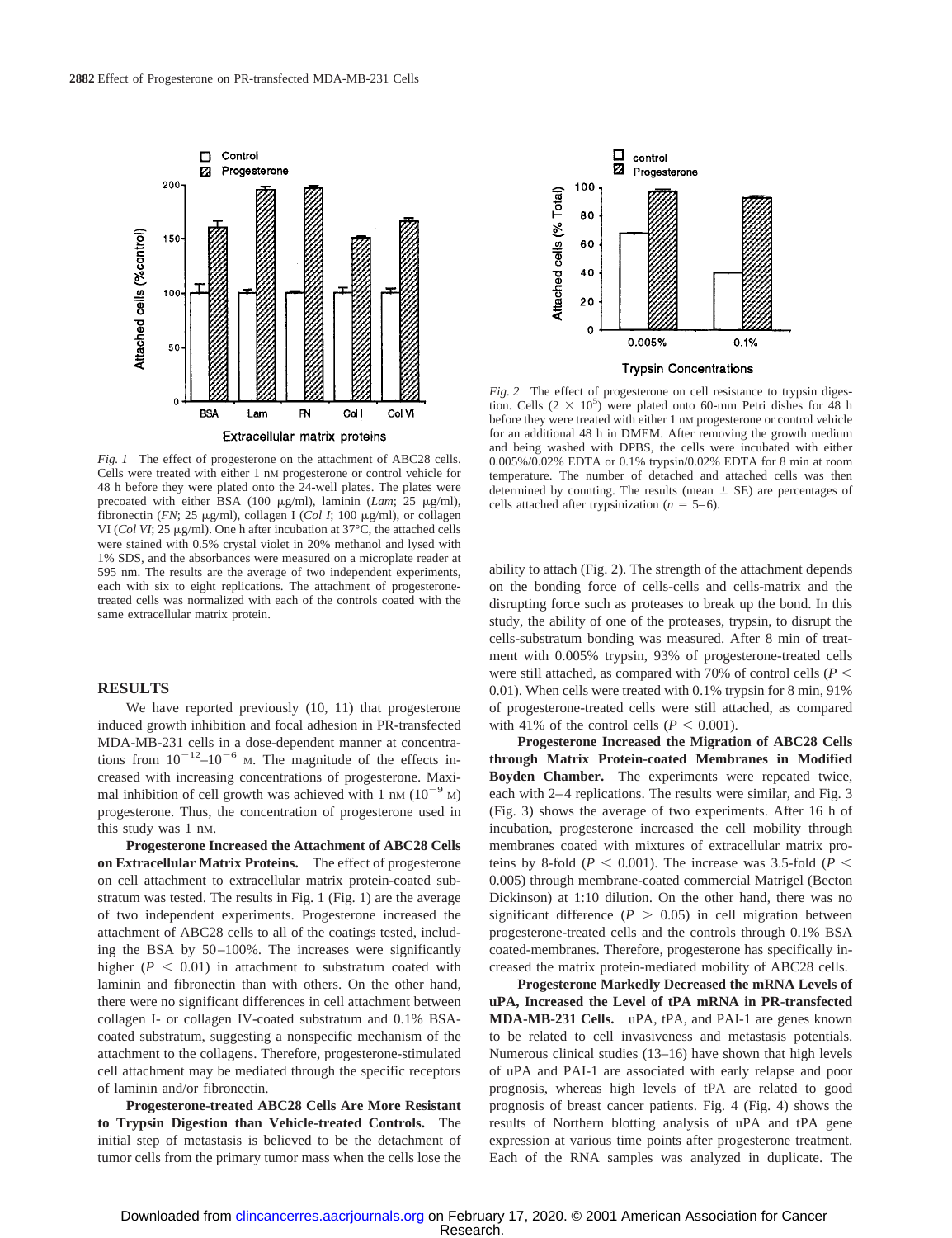Fig. 1 The effect of progesterone on the attachment of ABC28 cells. Cells were treated with either 1 nM progesterone or control vehicle for 48 h before they were plated onto the 24-well plates. The plates were precoated with either BSA (100 μg/ml), laminin (*Lam*; 25 μg/ml), fibronectin (*FN*; 25 μg/ml), collagen I (*Col I*; 100 μg/ml), or collagen VI (*Col VI*; 25 μg/ml). One h after incubation at 37°C, the attached cells were stained with 0.5% crystal violet in 20% methanol and lysed with 1% SDS, and the absorbances were measured on a microplate reader at 595 nm. The results are the average of two independent experiments, each with six to eight replications. The attachment of progesterone-treated cells was normalized with each of the controls coated with the same extracellular matrix protein.

Fig. 2 The effect of progesterone on cell resistance to trypsin digestion. Cells ($2 \times 10^5$) were plated onto 60-mm Petri dishes for 48 h before they were treated with either 1 nM progesterone or control vehicle for an additional 48 h in DMEM. After removing the growth medium and being washed with DPBS, the cells were incubated with either 0.005%/0.02% EDTA or 0.1% trypsin/0.02% EDTA for 8 min at room temperature. The number of detached and attached cells was then determined by counting. The results (mean ± SE) are percentages of cells attached after trypsinization ($n = 5$–6).

## RESULTS

We have reported previously (10, 11) that progesterone induced growth inhibition and focal adhesion in PR-transfected MDA-MB-231 cells in a dose-dependent manner at concentrations from $10^{-12}$–$10^{-6}$ M. The magnitude of the effects increased with increasing concentrations of progesterone. Maximal inhibition of cell growth was achieved with 1 nM ($10^{-9}$ M) progesterone. Thus, the concentration of progesterone used in this study was 1 nM.

**Progesterone Increased the Attachment of ABC28 Cells on Extracellular Matrix Proteins.** The effect of progesterone on cell attachment to extracellular matrix protein-coated substratum was tested. The results in Fig. 1 (Fig. 1) are the average of two independent experiments. Progesterone increased the attachment of ABC28 cells to all of the coatings tested, including the BSA by 50–100%. The increases were significantly higher ($P < 0.01$) in attachment to substratum coated with laminin and fibronectin than with others. On the other hand, there were no significant differences in cell attachment between collagen I- or collagen IV-coated substratum and 0.1% BSA-coated substratum, suggesting a nonspecific mechanism of the attachment to the collagens. Therefore, progesterone-stimulated cell attachment may be mediated through the specific receptors of laminin and/or fibronectin.

**Progesterone-treated ABC28 Cells Are More Resistant to Trypsin Digestion than Vehicle-treated Controls.** The initial step of metastasis is believed to be the detachment of tumor cells from the primary tumor mass when the cells lose the ability to attach (Fig. 2). The strength of the attachment depends on the bonding force of cells-cells and cells-matrix and the disrupting force such as proteases to break up the bond. In this study, the ability of one of the proteases, trypsin, to disrupt the cells-substratum bonding was measured. After 8 min of treatment with 0.005% trypsin, 93% of progesterone-treated cells were still attached, as compared with 70% of control cells ($P < 0.01$). When cells were treated with 0.1% trypsin for 8 min, 91% of progesterone-treated cells were still attached, as compared with 41% of the control cells ($P < 0.001$).

**Progesterone Increased the Migration of ABC28 Cells through Matrix Protein-coated Membranes in Modified Boyden Chamber.** The experiments were repeated twice, each with 2–4 replications. The results were similar, and Fig. 3 (Fig. 3) shows the average of two experiments. After 16 h of incubation, progesterone increased the cell mobility through membranes coated with mixtures of extracellular matrix proteins by 8-fold ($P < 0.001$). The increase was 3.5-fold ($P < 0.005$) through membrane-coated commercial Matrigel (Becton Dickinson) at 1:10 dilution. On the other hand, there was no significant difference ($P > 0.05$) in cell migration between progesterone-treated cells and the controls through 0.1% BSA coated-membranes. Therefore, progesterone has specifically increased the matrix protein-mediated mobility of ABC28 cells.

**Progesterone Markedly Decreased the mRNA Levels of uPA, Increased the Level of tPA mRNA in PR-transfected MDA-MB-231 Cells.** uPA, tPA, and PAI-1 are genes known to be related to cell invasiveness and metastasis potentials. Numerous clinical studies (13–16) have shown that high levels of uPA and PAI-1 are associated with early relapse and poor prognosis, whereas high levels of tPA are related to good prognosis of breast cancer patients. Fig. 4 (Fig. 4) shows the results of Northern blotting analysis of uPA and tPA gene expression at various time points after progesterone treatment. Each of the RNA samples was analyzed in duplicate. The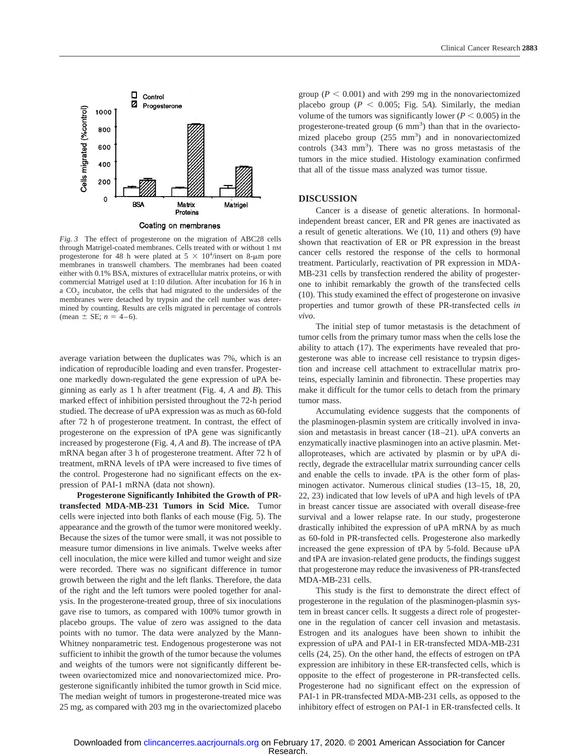*Fig. 3* The effect of progesterone on the migration of ABC28 cells through Matrigel-coated membranes. Cells treated with or without 1 nM progesterone for 48 h were plated at $5 \times 10^4$/insert on 8-μm pore membranes in transwell chambers. The membranes had been coated either with 0.1% BSA, mixtures of extracellular matrix proteins, or with commercial Matrigel used at 1:10 dilution. After incubation for 16 h in a $CO_2$ incubator, the cells that had migrated to the undersides of the membranes were detached by trypsin and the cell number was determined by counting. Results are cells migrated in percentage of controls (mean ± SE; $n = 4–6$).

average variation between the duplicates was 7%, which is an indication of reproducible loading and even transfer. Progesterone markedly down-regulated the gene expression of uPA beginning as early as 1 h after treatment (Fig. 4, *A* and *B*). This marked effect of inhibition persisted throughout the 72-h period studied. The decrease of uPA expression was as much as 60-fold after 72 h of progesterone treatment. In contrast, the effect of progesterone on the expression of tPA gene was significantly increased by progesterone (Fig. 4, *A* and *B*). The increase of tPA mRNA began after 3 h of progesterone treatment. After 72 h of treatment, mRNA levels of tPA were increased to five times of the control. Progesterone had no significant effects on the expression of PAI-1 mRNA (data not shown).

**Progesterone Significantly Inhibited the Growth of PR-transfected MDA-MB-231 Tumors in Scid Mice.** Tumor cells were injected into both flanks of each mouse (Fig. 5). The appearance and the growth of the tumor were monitored weekly. Because the sizes of the tumor were small, it was not possible to measure tumor dimensions in live animals. Twelve weeks after cell inoculation, the mice were killed and tumor weight and size were recorded. There was no significant difference in tumor growth between the right and the left flanks. Therefore, the data of the right and the left tumors were pooled together for analysis. In the progesterone-treated group, three of six inoculations gave rise to tumors, as compared with 100% tumor growth in placebo groups. The value of zero was assigned to the data points with no tumor. The data were analyzed by the Mann-Whitney nonparametric test. Endogenous progesterone was not sufficient to inhibit the growth of the tumor because the volumes and weights of the tumors were not significantly different between ovariectomized mice and nonovariectomized mice. Progesterone significantly inhibited the tumor growth in Scid mice. The median weight of tumors in progesterone-treated mice was 25 mg, as compared with 203 mg in the ovariectomized placebo group ($P < 0.001$) and with 299 mg in the nonovariectomized placebo group ($P < 0.005$; Fig. 5*A*). Similarly, the median volume of the tumors was significantly lower ($P < 0.005$) in the progesterone-treated group (6 $mm^3$) than that in the ovariectomized placebo group (255 $mm^3$) and in nonovariectomized controls (343 $mm^3$). There was no gross metastasis of the tumors in the mice studied. Histology examination confirmed that all of the tissue mass analyzed was tumor tissue.

## DISCUSSION

Cancer is a disease of genetic alterations. In hormonal-independent breast cancer, ER and PR genes are inactivated as a result of genetic alterations. We (10, 11) and others (9) have shown that reactivation of ER or PR expression in the breast cancer cells restored the response of the cells to hormonal treatment. Particularly, reactivation of PR expression in MDA-MB-231 cells by transfection rendered the ability of progesterone to inhibit remarkably the growth of the transfected cells (10). This study examined the effect of progesterone on invasive properties and tumor growth of these PR-transfected cells *in vivo*.

The initial step of tumor metastasis is the detachment of tumor cells from the primary tumor mass when the cells lose the ability to attach (17). The experiments have revealed that progesterone was able to increase cell resistance to trypsin digestion and increase cell attachment to extracellular matrix proteins, especially laminin and fibronectin. These properties may make it difficult for the tumor cells to detach from the primary tumor mass.

Accumulating evidence suggests that the components of the plasminogen-plasmin system are critically involved in invasion and metastasis in breast cancer (18–21). uPA converts an enzymatically inactive plasminogen into an active plasmin. Metalloproteases, which are activated by plasmin or by uPA directly, degrade the extracellular matrix surrounding cancer cells and enable the cells to invade. tPA is the other form of plasminogen activator. Numerous clinical studies (13–15, 18, 20, 22, 23) indicated that low levels of uPA and high levels of tPA in breast cancer tissue are associated with overall disease-free survival and a lower relapse rate. In our study, progesterone drastically inhibited the expression of uPA mRNA by as much as 60-fold in PR-transfected cells. Progesterone also markedly increased the gene expression of tPA by 5-fold. Because uPA and tPA are invasion-related gene products, the findings suggest that progesterone may reduce the invasiveness of PR-transfected MDA-MB-231 cells.

This study is the first to demonstrate the direct effect of progesterone in the regulation of the plasminogen-plasmin system in breast cancer cells. It suggests a direct role of progesterone in the regulation of cancer cell invasion and metastasis. Estrogen and its analogues have been shown to inhibit the expression of uPA and PAI-1 in ER-transfected MDA-MB-231 cells (24, 25). On the other hand, the effects of estrogen on tPA expression are inhibitory in these ER-transfected cells, which is opposite to the effect of progesterone in PR-transfected cells. Progesterone had no significant effect on the expression of PAI-1 in PR-transfected MDA-MB-231 cells, as opposed to the inhibitory effect of estrogen on PAI-1 in ER-transfected cells. It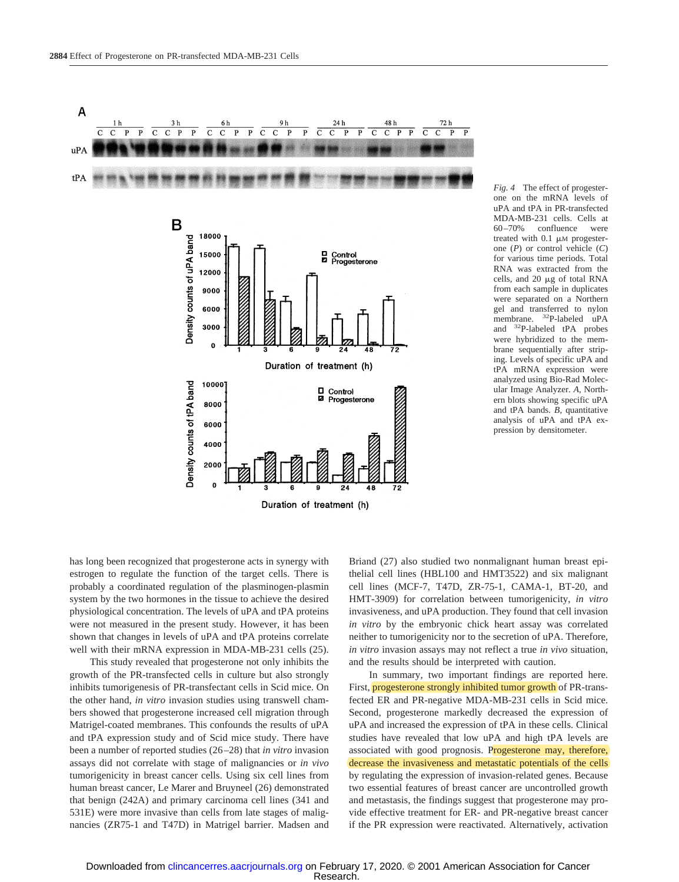Fig. 4 The effect of progesterone on the mRNA levels of uPA and tPA in PR-transfected MDA-MB-231 cells. Cells at 60–70% confluence were treated with 0.1 μM progesterone (*P*) or control vehicle (*C*) for various time periods. Total RNA was extracted from the cells, and 20 μg of total RNA from each sample in duplicates were separated on a Northern gel and transferred to nylon membrane. $^{32}$P-labeled uPA and $^{32}$P-labeled tPA probes were hybridized to the membrane sequentially after stripping. Levels of specific uPA and tPA mRNA expression were analyzed using Bio-Rad Molecular Image Analyzer. *A*, Northern blots showing specific uPA and tPA bands. *B*, quantitative analysis of uPA and tPA expression by densitometer.

has long been recognized that progesterone acts in synergy with estrogen to regulate the function of the target cells. There is probably a coordinated regulation of the plasminogen-plasmin system by the two hormones in the tissue to achieve the desired physiological concentration. The levels of uPA and tPA proteins were not measured in the present study. However, it has been shown that changes in levels of uPA and tPA proteins correlate well with their mRNA expression in MDA-MB-231 cells (25).

This study revealed that progesterone not only inhibits the growth of the PR-transfected cells in culture but also strongly inhibits tumorigenesis of PR-transfectant cells in Scid mice. On the other hand, *in vitro* invasion studies using transwell chambers showed that progesterone increased cell migration through Matrigel-coated membranes. This confounds the results of uPA and tPA expression study and of Scid mice study. There have been a number of reported studies (26–28) that *in vitro* invasion assays did not correlate with stage of malignancies or *in vivo* tumorigenicity in breast cancer cells. Using six cell lines from human breast cancer, Le Marer and Bruyneel (26) demonstrated that benign (242A) and primary carcinoma cell lines (341 and 531E) were more invasive than cells from late stages of malignancies (ZR75-1 and T47D) in Matrigel barrier. Madsen and Briand (27) also studied two nonmalignant human breast epithelial cell lines (HBL100 and HMT3522) and six malignant cell lines (MCF-7, T47D, ZR-75-1, CAMA-1, BT-20, and HMT-3909) for correlation between tumorigenicity, *in vitro* invasiveness, and uPA production. They found that cell invasion *in vitro* by the embryonic chick heart assay was correlated neither to tumorigenicity nor to the secretion of uPA. Therefore, *in vitro* invasion assays may not reflect a true *in vivo* situation, and the results should be interpreted with caution.

In summary, two important findings are reported here. First, progesterone strongly inhibited tumor growth of PR-transfected ER and PR-negative MDA-MB-231 cells in Scid mice. Second, progesterone markedly decreased the expression of uPA and increased the expression of tPA in these cells. Clinical studies have revealed that low uPA and high tPA levels are associated with good prognosis. Progesterone may, therefore, decrease the invasiveness and metastatic potentials of the cells by regulating the expression of invasion-related genes. Because two essential features of breast cancer are uncontrolled growth and metastasis, the findings suggest that progesterone may provide effective treatment for ER- and PR-negative breast cancer if the PR expression were reactivated. Alternatively, activation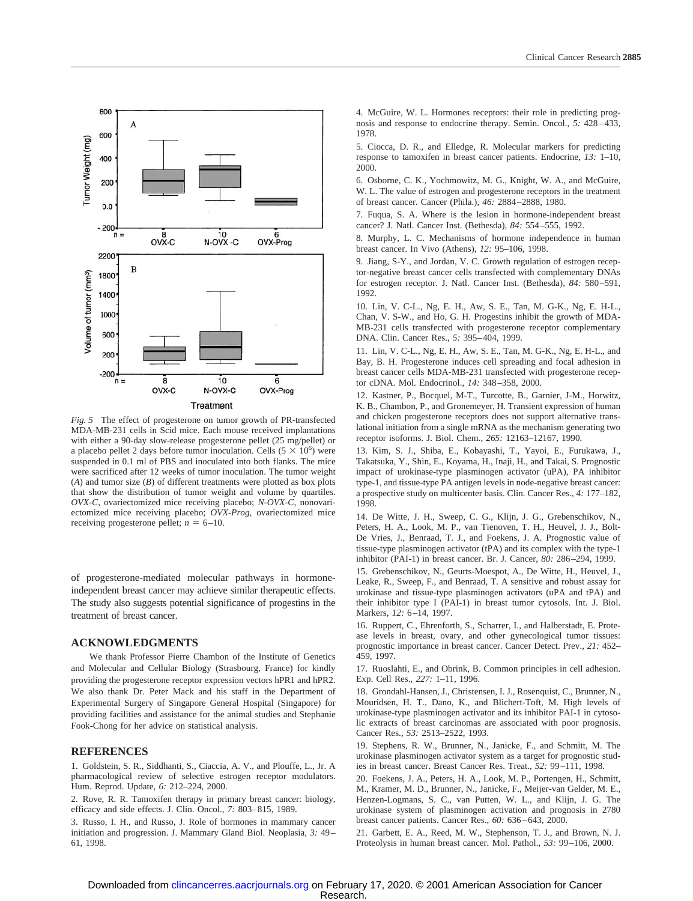*Fig. 5* The effect of progesterone on tumor growth of PR-transfected MDA-MB-231 cells in Scid mice. Each mouse received implantations with either a 90-day slow-release progesterone pellet (25 mg/pellet) or a placebo pellet 2 days before tumor inoculation. Cells ($5 \times 10^6$) were suspended in 0.1 ml of PBS and inoculated into both flanks. The mice were sacrificed after 12 weeks of tumor inoculation. The tumor weight (*A*) and tumor size (*B*) of different treatments were plotted as box plots that show the distribution of tumor weight and volume by quartiles. *OVX-C*, ovariectomized mice receiving placebo; *N-OVX-C*, nonovariectomized mice receiving placebo; *OVX-Prog*, ovariectomized mice receiving progesterone pellet; $n = 6–10$.

of progesterone-mediated molecular pathways in hormone-independent breast cancer may achieve similar therapeutic effects. The study also suggests potential significance of progestins in the treatment of breast cancer.

## ACKNOWLEDGMENTS

We thank Professor Pierre Chambon of the Institute of Genetics and Molecular and Cellular Biology (Strasbourg, France) for kindly providing the progesterone receptor expression vectors hPR1 and hPR2. We also thank Dr. Peter Mack and his staff in the Department of Experimental Surgery of Singapore General Hospital (Singapore) for providing facilities and assistance for the animal studies and Stephanie Fook-Chong for her advice on statistical analysis.

## REFERENCES

1. Goldstein, S. R., Siddhanti, S., Ciaccia, A. V., and Plouffe, L., Jr. A pharmacological review of selective estrogen receptor modulators. Hum. Reprod. Update, *6:* 212–224, 2000.

2. Rove, R. R. Tamoxifen therapy in primary breast cancer: biology, efficacy and side effects. J. Clin. Oncol., *7:* 803–815, 1989.

3. Russo, I. H., and Russo, J. Role of hormones in mammary cancer initiation and progression. J. Mammary Gland Biol. Neoplasia, *3:* 49–61, 1998.

4. McGuire, W. L. Hormones receptors: their role in predicting prognosis and response to endocrine therapy. Semin. Oncol., *5:* 428–433, 1978.

5. Ciocca, D. R., and Elledge, R. Molecular markers for predicting response to tamoxifen in breast cancer patients. Endocrine, *13:* 1–10, 2000.

6. Osborne, C. K., Yochmowitz, M. G., Knight, W. A., and McGuire, W. L. The value of estrogen and progesterone receptors in the treatment of breast cancer. Cancer (Phila.), *46:* 2884–2888, 1980.

7. Fuqua, S. A. Where is the lesion in hormone-independent breast cancer? J. Natl. Cancer Inst. (Bethesda), *84:* 554–555, 1992.

8. Murphy, L. C. Mechanisms of hormone independence in human breast cancer. In Vivo (Athens), *12:* 95–106, 1998.

9. Jiang, S-Y., and Jordan, V. C. Growth regulation of estrogen receptor-negative breast cancer cells transfected with complementary DNAs for estrogen receptor. J. Natl. Cancer Inst. (Bethesda), *84:* 580–591, 1992.

10. Lin, V. C-L., Ng, E. H., Aw, S. E., Tan, M. G-K., Ng, E. H-L., Chan, V. S-W., and Ho, G. H. Progestins inhibit the growth of MDA-MB-231 cells transfected with progesterone receptor complementary DNA. Clin. Cancer Res., *5:* 395–404, 1999.

11. Lin, V. C-L., Ng, E. H., Aw, S. E., Tan, M. G-K., Ng, E. H-L., and Bay, B. H. Progesterone induces cell spreading and focal adhesion in breast cancer cells MDA-MB-231 transfected with progesterone receptor cDNA. Mol. Endocrinol., *14:* 348–358, 2000.

12. Kastner, P., Bocquel, M-T., Turcotte, B., Garnier, J-M., Horwitz, K. B., Chambon, P., and Gronemeyer, H. Transient expression of human and chicken progesterone receptors does not support alternative translational initiation from a single mRNA as the mechanism generating two receptor isoforms. J. Biol. Chem., *265:* 12163–12167, 1990.

13. Kim, S. J., Shiba, E., Kobayashi, T., Yayoi, E., Furukawa, J., Takatsuka, Y., Shin, E., Koyama, H., Inaji, H., and Takai, S. Prognostic impact of urokinase-type plasminogen activator (uPA), PA inhibitor type-1, and tissue-type PA antigen levels in node-negative breast cancer: a prospective study on multicenter basis. Clin. Cancer Res., *4:* 177–182, 1998.

14. De Witte, J. H., Sweep, C. G., Klijn, J. G., Grebenschikov, N., Peters, H. A., Look, M. P., van Tienoven, T. H., Heuvel, J. J., Bolt-De Vries, J., Benraad, T. J., and Foekens, J. A. Prognostic value of tissue-type plasminogen activator (tPA) and its complex with the type-1 inhibitor (PAI-1) in breast cancer. Br. J. Cancer, *80:* 286–294, 1999.

15. Grebenschikov, N., Geurts-Moespot, A., De Witte, H., Heuvel, J., Leake, R., Sweep, F., and Benraad, T. A sensitive and robust assay for urokinase and tissue-type plasminogen activators (uPA and tPA) and their inhibitor type I (PAI-1) in breast tumor cytosols. Int. J. Biol. Markers, *12:* 6–14, 1997.

16. Ruppert, C., Ehrenforth, S., Scharrer, I., and Halberstadt, E. Protease levels in breast, ovary, and other gynecological tumor tissues: prognostic importance in breast cancer. Cancer Detect. Prev., *21:* 452–459, 1997.

17. Ruoslahti, E., and Obrink, B. Common principles in cell adhesion. Exp. Cell Res., *227:* 1–11, 1996.

18. Grondahl-Hansen, J., Christensen, I. J., Rosenquist, C., Brunner, N., Mouridsen, H. T., Dano, K., and Blichert-Toft, M. High levels of urokinase-type plasminogen activator and its inhibitor PAI-1 in cytosolic extracts of breast carcinomas are associated with poor prognosis. Cancer Res., *53:* 2513–2522, 1993.

19. Stephens, R. W., Brunner, N., Janicke, F., and Schmitt, M. The urokinase plasminogen activator system as a target for prognostic studies in breast cancer. Breast Cancer Res. Treat., *52:* 99–111, 1998.

20. Foekens, J. A., Peters, H. A., Look, M. P., Portengen, H., Schmitt, M., Kramer, M. D., Brunner, N., Janicke, F., Meijer-van Gelder, M. E., Henzen-Logmans, S. C., van Putten, W. L., and Klijn, J. G. The urokinase system of plasminogen activation and prognosis in 2780 breast cancer patients. Cancer Res., *60:* 636–643, 2000.

21. Garbett, E. A., Reed, M. W., Stephenson, T. J., and Brown, N. J. Proteolysis in human breast cancer. Mol. Pathol., *53:* 99–106, 2000.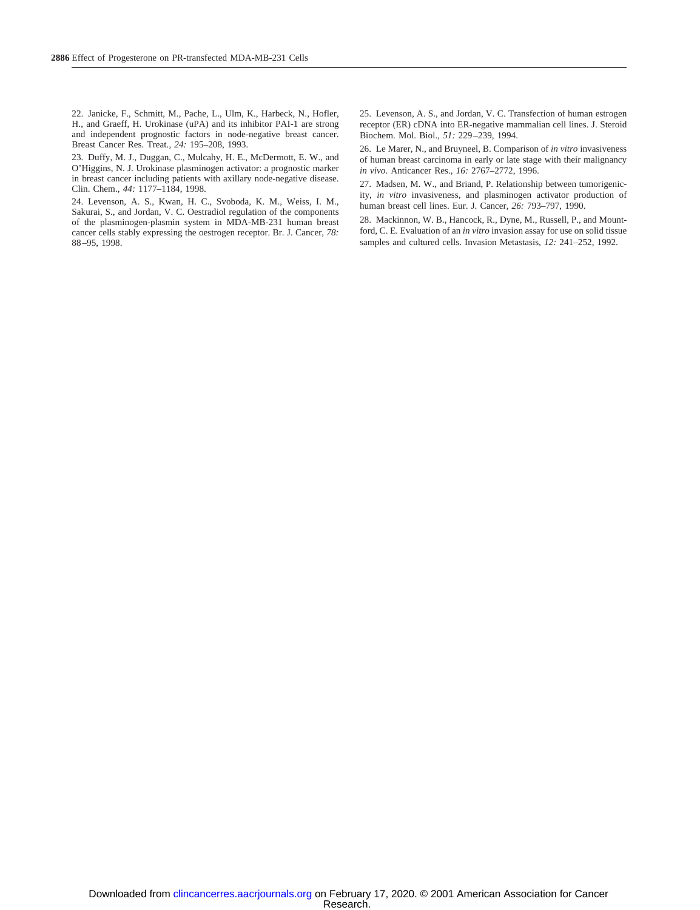22. Janicke, F., Schmitt, M., Pache, L., Ulm, K., Harbeck, N., Hofler, H., and Graeff, H. Urokinase (uPA) and its inhibitor PAI-1 are strong and independent prognostic factors in node-negative breast cancer. Breast Cancer Res. Treat., *24:* 195–208, 1993.

23. Duffy, M. J., Duggan, C., Mulcahy, H. E., McDermott, E. W., and O'Higgins, N. J. Urokinase plasminogen activator: a prognostic marker in breast cancer including patients with axillary node-negative disease. Clin. Chem., *44:* 1177–1184, 1998.

24. Levenson, A. S., Kwan, H. C., Svoboda, K. M., Weiss, I. M., Sakurai, S., and Jordan, V. C. Oestradiol regulation of the components of the plasminogen-plasmin system in MDA-MB-231 human breast cancer cells stably expressing the oestrogen receptor. Br. J. Cancer, *78:* 88–95, 1998.

25. Levenson, A. S., and Jordan, V. C. Transfection of human estrogen receptor (ER) cDNA into ER-negative mammalian cell lines. J. Steroid Biochem. Mol. Biol., *51:* 229–239, 1994.

26. Le Marer, N., and Bruyneel, B. Comparison of *in vitro* invasiveness of human breast carcinoma in early or late stage with their malignancy *in vivo.* Anticancer Res., *16:* 2767–2772, 1996.

27. Madsen, M. W., and Briand, P. Relationship between tumorigenicity, *in vitro* invasiveness, and plasminogen activator production of human breast cell lines. Eur. J. Cancer, *26:* 793–797, 1990.

28. Mackinnon, W. B., Hancock, R., Dyne, M., Russell, P., and Mountford, C. E. Evaluation of an *in vitro* invasion assay for use on solid tissue samples and cultured cells. Invasion Metastasis, *12:* 241–252, 1992.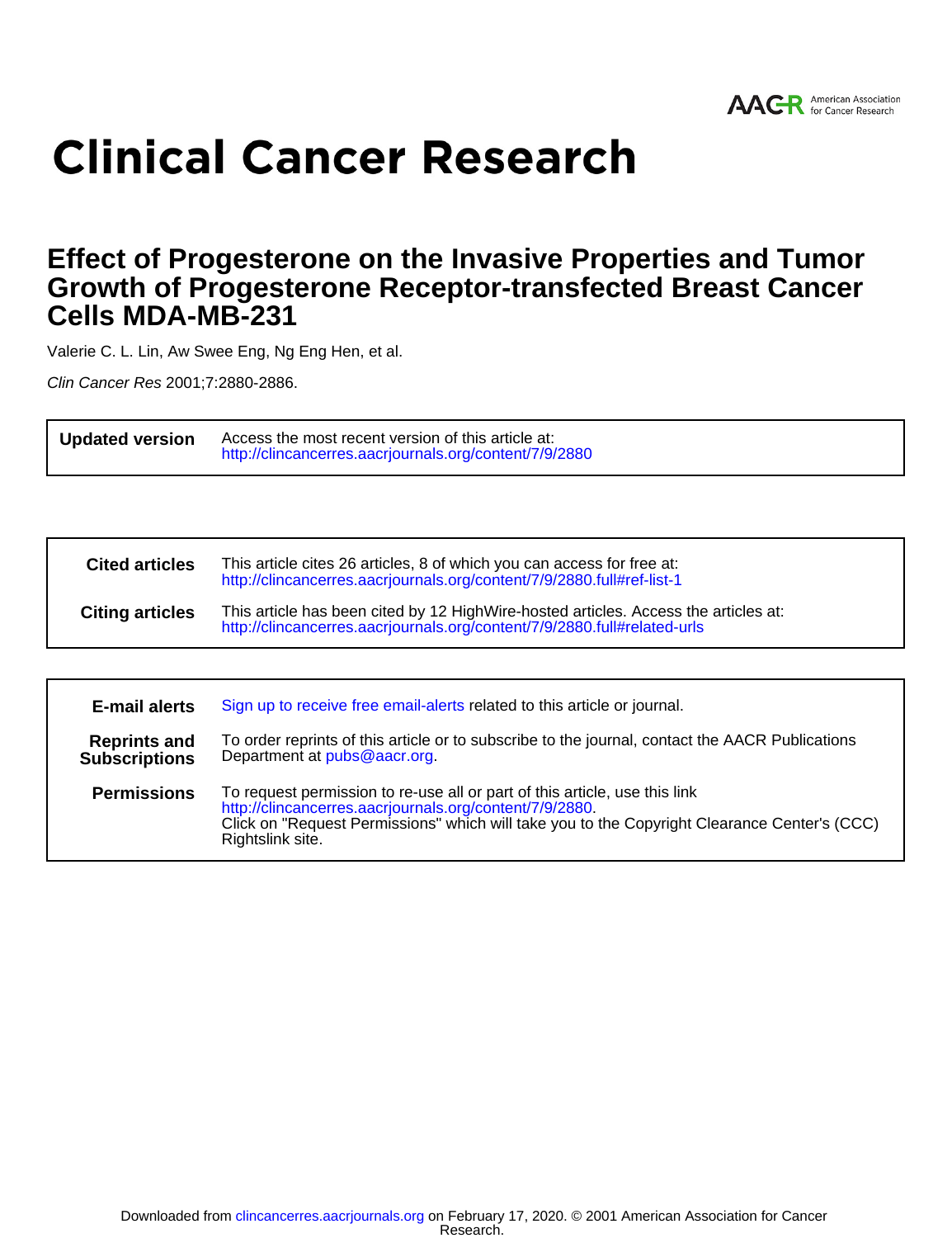# Clinical Cancer Research

## Effect of Progesterone on the Invasive Properties and Tumor Growth of Progesterone Receptor-transfected Breast Cancer Cells MDA-MB-231

Valerie C. L. Lin, Aw Swee Eng, Ng Eng Hen, et al.

*Clin Cancer Res* 2001;7:2880-2886.

| | |
|---|---|
| **Updated version** | Access the most recent version of this article at: http://clincancerres.aacrjournals.org/content/7/9/2880 |

| | |
|---|---|
| **Cited articles** | This article cites 26 articles, 8 of which you can access for free at: http://clincancerres.aacrjournals.org/content/7/9/2880.full#ref-list-1 |
| **Citing articles** | This article has been cited by 12 HighWire-hosted articles. Access the articles at: http://clincancerres.aacrjournals.org/content/7/9/2880.full#related-urls |

| | |
|---|---|
| **E-mail alerts** | Sign up to receive free email-alerts related to this article or journal. |
| **Reprints and Subscriptions** | To order reprints of this article or to subscribe to the journal, contact the AACR Publications Department at pubs@aacr.org. |
| **Permissions** | To request permission to re-use all or part of this article, use this link http://clincancerres.aacrjournals.org/content/7/9/2880. Click on "Request Permissions" which will take you to the Copyright Clearance Center's (CCC) Rightslink site. |

Downloaded from clincancerres.aacrjournals.org on February 17, 2020. © 2001 American Association for Cancer Research.